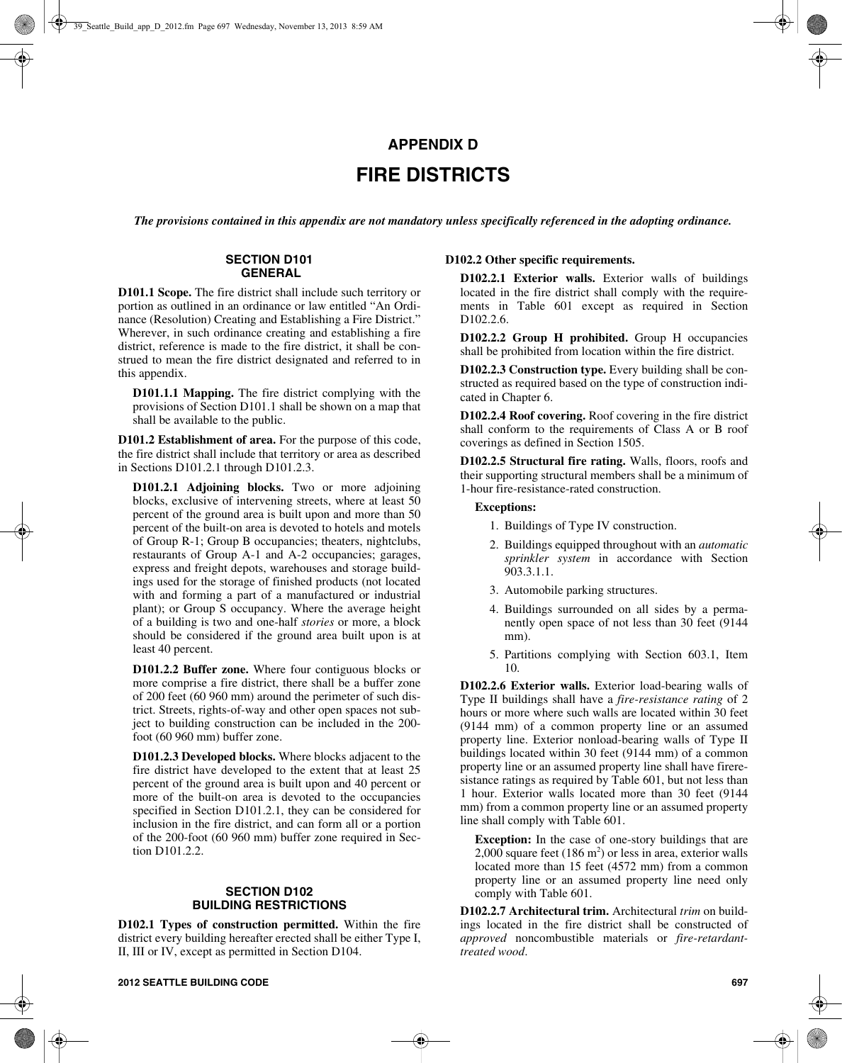# APPENDIX D

# FIRE DISTRICTS

***The provisions contained in this appendix are not mandatory unless specifically referenced in the adopting ordinance.***

## SECTION D101 GENERAL

**D101.1 Scope.** The fire district shall include such territory or portion as outlined in an ordinance or law entitled "An Ordinance (Resolution) Creating and Establishing a Fire District." Wherever, in such ordinance creating and establishing a fire district, reference is made to the fire district, it shall be construed to mean the fire district designated and referred to in this appendix.

**D101.1.1 Mapping.** The fire district complying with the provisions of Section D101.1 shall be shown on a map that shall be available to the public.

**D101.2 Establishment of area.** For the purpose of this code, the fire district shall include that territory or area as described in Sections D101.2.1 through D101.2.3.

**D101.2.1 Adjoining blocks.** Two or more adjoining blocks, exclusive of intervening streets, where at least 50 percent of the ground area is built upon and more than 50 percent of the built-on area is devoted to hotels and motels of Group R-1; Group B occupancies; theaters, nightclubs, restaurants of Group A-1 and A-2 occupancies; garages, express and freight depots, warehouses and storage buildings used for the storage of finished products (not located with and forming a part of a manufactured or industrial plant); or Group S occupancy. Where the average height of a building is two and one-half *stories* or more, a block should be considered if the ground area built upon is at least 40 percent.

**D101.2.2 Buffer zone.** Where four contiguous blocks or more comprise a fire district, there shall be a buffer zone of 200 feet (60 960 mm) around the perimeter of such district. Streets, rights-of-way and other open spaces not subject to building construction can be included in the 200-foot (60 960 mm) buffer zone.

**D101.2.3 Developed blocks.** Where blocks adjacent to the fire district have developed to the extent that at least 25 percent of the ground area is built upon and 40 percent or more of the built-on area is devoted to the occupancies specified in Section D101.2.1, they can be considered for inclusion in the fire district, and can form all or a portion of the 200-foot (60 960 mm) buffer zone required in Section D101.2.2.

## SECTION D102 BUILDING RESTRICTIONS

**D102.1 Types of construction permitted.** Within the fire district every building hereafter erected shall be either Type I, II, III or IV, except as permitted in Section D104.

**D102.2 Other specific requirements.**

**D102.2.1 Exterior walls.** Exterior walls of buildings located in the fire district shall comply with the requirements in Table 601 except as required in Section D102.2.6.

**D102.2.2 Group H prohibited.** Group H occupancies shall be prohibited from location within the fire district.

**D102.2.3 Construction type.** Every building shall be constructed as required based on the type of construction indicated in Chapter 6.

**D102.2.4 Roof covering.** Roof covering in the fire district shall conform to the requirements of Class A or B roof coverings as defined in Section 1505.

**D102.2.5 Structural fire rating.** Walls, floors, roofs and their supporting structural members shall be a minimum of 1-hour fire-resistance-rated construction.

**Exceptions:**

1. Buildings of Type IV construction.
2. Buildings equipped throughout with an *automatic sprinkler system* in accordance with Section 903.3.1.1.
3. Automobile parking structures.
4. Buildings surrounded on all sides by a permanently open space of not less than 30 feet (9144 mm).
5. Partitions complying with Section 603.1, Item 10.

**D102.2.6 Exterior walls.** Exterior load-bearing walls of Type II buildings shall have a *fire-resistance rating* of 2 hours or more where such walls are located within 30 feet (9144 mm) of a common property line or an assumed property line. Exterior nonload-bearing walls of Type II buildings located within 30 feet (9144 mm) of a common property line or an assumed property line shall have fireresistance ratings as required by Table 601, but not less than 1 hour. Exterior walls located more than 30 feet (9144 mm) from a common property line or an assumed property line shall comply with Table 601.

**Exception:** In the case of one-story buildings that are 2,000 square feet (186 $m^2$) or less in area, exterior walls located more than 15 feet (4572 mm) from a common property line or an assumed property line need only comply with Table 601.

**D102.2.7 Architectural trim.** Architectural *trim* on buildings located in the fire district shall be constructed of *approved* noncombustible materials or *fire-retardant-treated wood*.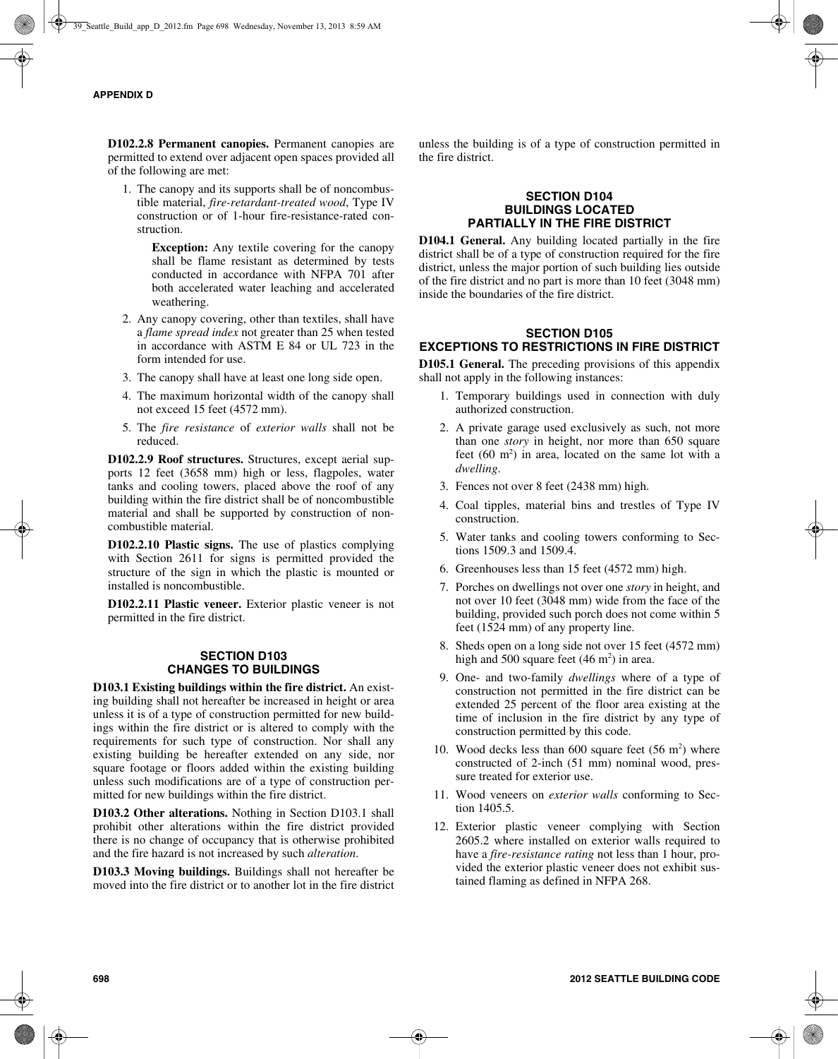**D102.2.8 Permanent canopies.** Permanent canopies are permitted to extend over adjacent open spaces provided all of the following are met:

1. The canopy and its supports shall be of noncombustible material, *fire-retardant-treated wood*, Type IV construction or of 1-hour fire-resistance-rated construction.

   **Exception:** Any textile covering for the canopy shall be flame resistant as determined by tests conducted in accordance with NFPA 701 after both accelerated water leaching and accelerated weathering.

2. Any canopy covering, other than textiles, shall have a *flame spread index* not greater than 25 when tested in accordance with ASTM E 84 or UL 723 in the form intended for use.
3. The canopy shall have at least one long side open.
4. The maximum horizontal width of the canopy shall not exceed 15 feet (4572 mm).
5. The *fire resistance* of *exterior walls* shall not be reduced.

**D102.2.9 Roof structures.** Structures, except aerial supports 12 feet (3658 mm) high or less, flagpoles, water tanks and cooling towers, placed above the roof of any building within the fire district shall be of noncombustible material and shall be supported by construction of noncombustible material.

**D102.2.10 Plastic signs.** The use of plastics complying with Section 2611 for signs is permitted provided the structure of the sign in which the plastic is mounted or installed is noncombustible.

**D102.2.11 Plastic veneer.** Exterior plastic veneer is not permitted in the fire district.

## SECTION D103 CHANGES TO BUILDINGS

**D103.1 Existing buildings within the fire district.** An existing building shall not hereafter be increased in height or area unless it is of a type of construction permitted for new buildings within the fire district or is altered to comply with the requirements for such type of construction. Nor shall any existing building be hereafter extended on any side, nor square footage or floors added within the existing building unless such modifications are of a type of construction permitted for new buildings within the fire district.

**D103.2 Other alterations.** Nothing in Section D103.1 shall prohibit other alterations within the fire district provided there is no change of occupancy that is otherwise prohibited and the fire hazard is not increased by such *alteration*.

**D103.3 Moving buildings.** Buildings shall not hereafter be moved into the fire district or to another lot in the fire district unless the building is of a type of construction permitted in the fire district.

## SECTION D104 BUILDINGS LOCATED PARTIALLY IN THE FIRE DISTRICT

**D104.1 General.** Any building located partially in the fire district shall be of a type of construction required for the fire district, unless the major portion of such building lies outside of the fire district and no part is more than 10 feet (3048 mm) inside the boundaries of the fire district.

## SECTION D105 EXCEPTIONS TO RESTRICTIONS IN FIRE DISTRICT

**D105.1 General.** The preceding provisions of this appendix shall not apply in the following instances:

1. Temporary buildings used in connection with duly authorized construction.
2. A private garage used exclusively as such, not more than one *story* in height, nor more than 650 square feet (60 $m^2$) in area, located on the same lot with a *dwelling*.
3. Fences not over 8 feet (2438 mm) high.
4. Coal tipples, material bins and trestles of Type IV construction.
5. Water tanks and cooling towers conforming to Sections 1509.3 and 1509.4.
6. Greenhouses less than 15 feet (4572 mm) high.
7. Porches on dwellings not over one *story* in height, and not over 10 feet (3048 mm) wide from the face of the building, provided such porch does not come within 5 feet (1524 mm) of any property line.
8. Sheds open on a long side not over 15 feet (4572 mm) high and 500 square feet (46 $m^2$) in area.
9. One- and two-family *dwellings* where of a type of construction not permitted in the fire district can be extended 25 percent of the floor area existing at the time of inclusion in the fire district by any type of construction permitted by this code.
10. Wood decks less than 600 square feet (56 $m^2$) where constructed of 2-inch (51 mm) nominal wood, pressure treated for exterior use.
11. Wood veneers on *exterior walls* conforming to Section 1405.5.
12. Exterior plastic veneer complying with Section 2605.2 where installed on exterior walls required to have a *fire-resistance rating* not less than 1 hour, provided the exterior plastic veneer does not exhibit sustained flaming as defined in NFPA 268.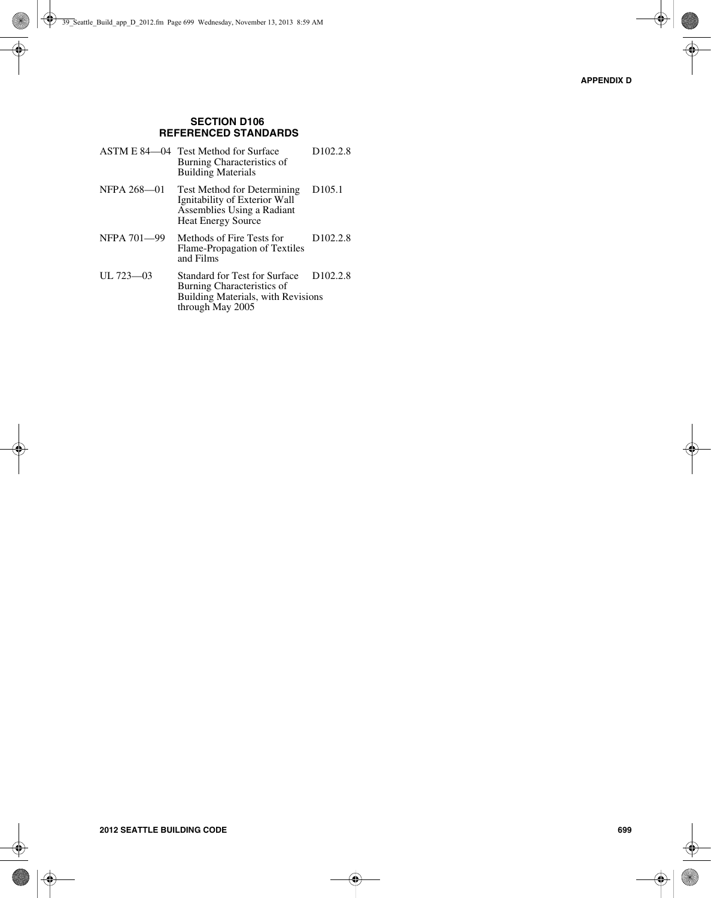## SECTION D106 REFERENCED STANDARDS

| | | |
|---|---|---|
| ASTM E 84—04 | Test Method for Surface Burning Characteristics of Building Materials | D102.2.8 |
| NFPA 268—01 | Test Method for Determining Ignitability of Exterior Wall Assemblies Using a Radiant Heat Energy Source | D105.1 |
| NFPA 701—99 | Methods of Fire Tests for Flame-Propagation of Textiles and Films | D102.2.8 |
| UL 723—03 | Standard for Test for Surface Burning Characteristics of Building Materials, with Revisions through May 2005 | D102.2.8 |